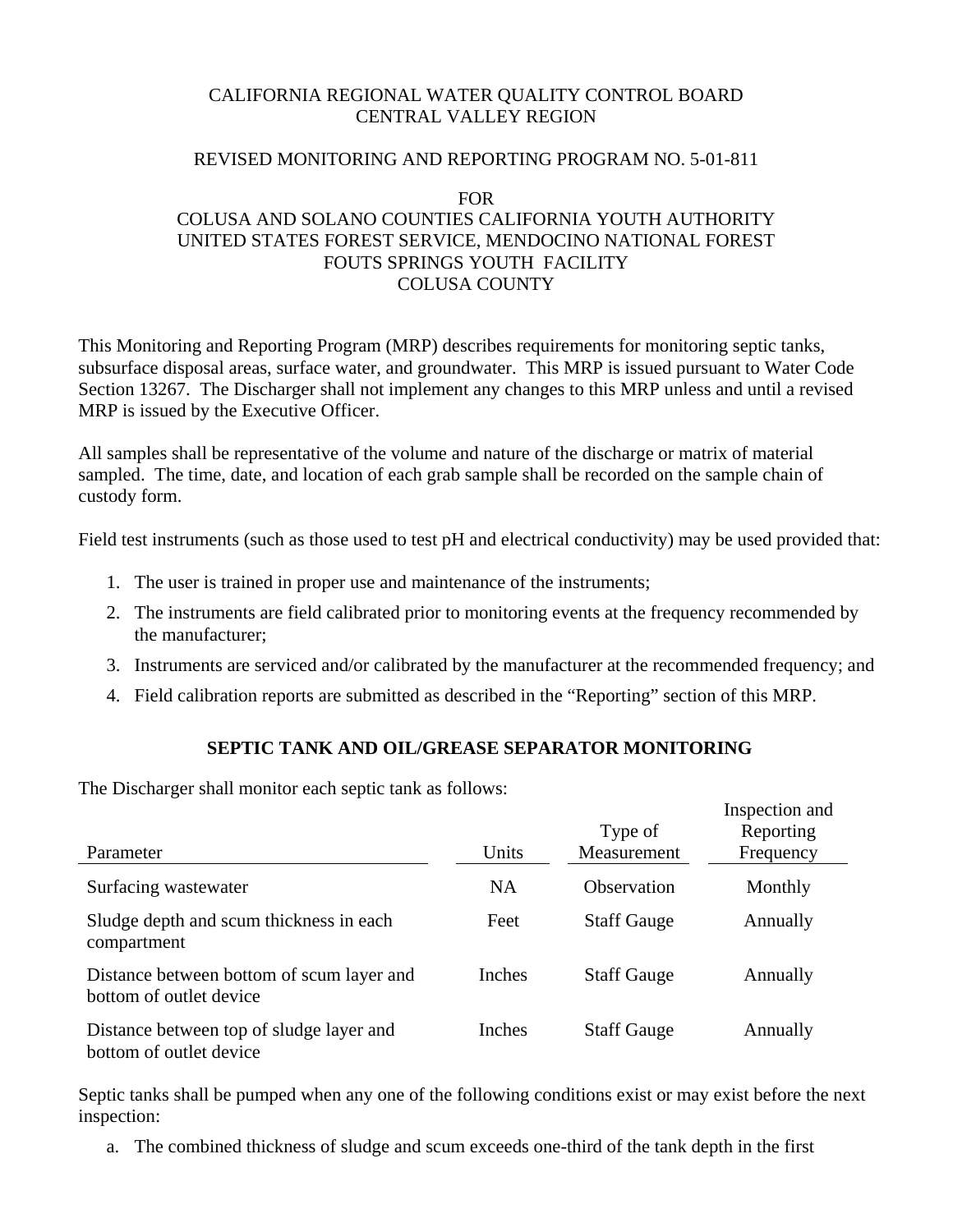CALIFORNIA REGIONAL WATER QUALITY CONTROL BOARD
CENTRAL VALLEY REGION

REVISED MONITORING AND REPORTING PROGRAM NO. 5-01-811

FOR
COLUSA AND SOLANO COUNTIES CALIFORNIA YOUTH AUTHORITY
UNITED STATES FOREST SERVICE, MENDOCINO NATIONAL FOREST
FOUTS SPRINGS YOUTH FACILITY
COLUSA COUNTY

This Monitoring and Reporting Program (MRP) describes requirements for monitoring septic tanks, subsurface disposal areas, surface water, and groundwater. This MRP is issued pursuant to Water Code Section 13267. The Discharger shall not implement any changes to this MRP unless and until a revised MRP is issued by the Executive Officer.

All samples shall be representative of the volume and nature of the discharge or matrix of material sampled. The time, date, and location of each grab sample shall be recorded on the sample chain of custody form.

Field test instruments (such as those used to test pH and electrical conductivity) may be used provided that:

1. The user is trained in proper use and maintenance of the instruments;
2. The instruments are field calibrated prior to monitoring events at the frequency recommended by the manufacturer;
3. Instruments are serviced and/or calibrated by the manufacturer at the recommended frequency; and
4. Field calibration reports are submitted as described in the "Reporting" section of this MRP.

## SEPTIC TANK AND OIL/GREASE SEPARATOR MONITORING

The Discharger shall monitor each septic tank as follows:

| Parameter | Units | Type of Measurement | Inspection and Reporting Frequency |
|---|---|---|---|
| Surfacing wastewater | NA | Observation | Monthly |
| Sludge depth and scum thickness in each compartment | Feet | Staff Gauge | Annually |
| Distance between bottom of scum layer and bottom of outlet device | Inches | Staff Gauge | Annually |
| Distance between top of sludge layer and bottom of outlet device | Inches | Staff Gauge | Annually |

Septic tanks shall be pumped when any one of the following conditions exist or may exist before the next inspection:

a. The combined thickness of sludge and scum exceeds one-third of the tank depth in the first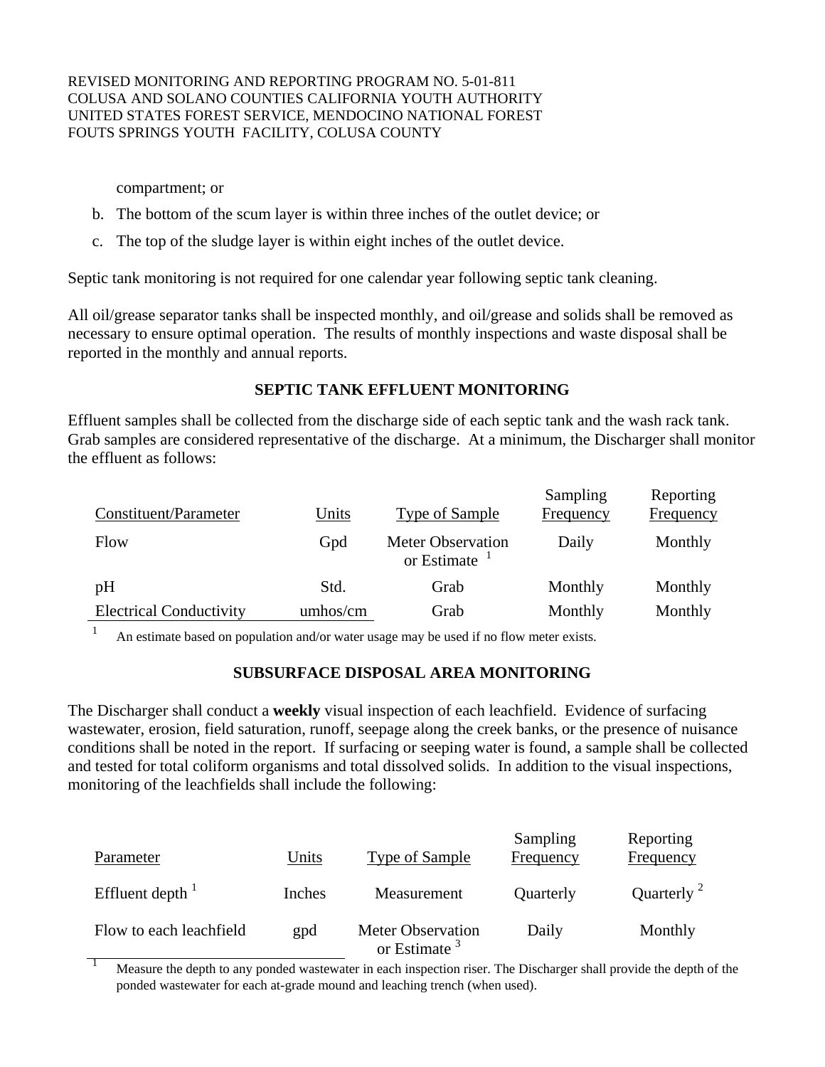compartment; or

b. The bottom of the scum layer is within three inches of the outlet device; or

c. The top of the sludge layer is within eight inches of the outlet device.

Septic tank monitoring is not required for one calendar year following septic tank cleaning.

All oil/grease separator tanks shall be inspected monthly, and oil/grease and solids shall be removed as necessary to ensure optimal operation. The results of monthly inspections and waste disposal shall be reported in the monthly and annual reports.

### SEPTIC TANK EFFLUENT MONITORING

Effluent samples shall be collected from the discharge side of each septic tank and the wash rack tank. Grab samples are considered representative of the discharge. At a minimum, the Discharger shall monitor the effluent as follows:

| Constituent/Parameter | Units | Type of Sample | Sampling Frequency | Reporting Frequency |
|---|---|---|---|---|
| Flow | Gpd | Meter Observation or Estimate [1] | Daily | Monthly |
| pH | Std. | Grab | Monthly | Monthly |
| Electrical Conductivity | umhos/cm | Grab | Monthly | Monthly |

[1] An estimate based on population and/or water usage may be used if no flow meter exists.

### SUBSURFACE DISPOSAL AREA MONITORING

The Discharger shall conduct a **weekly** visual inspection of each leachfield. Evidence of surfacing wastewater, erosion, field saturation, runoff, seepage along the creek banks, or the presence of nuisance conditions shall be noted in the report. If surfacing or seeping water is found, a sample shall be collected and tested for total coliform organisms and total dissolved solids. In addition to the visual inspections, monitoring of the leachfields shall include the following:

| Parameter | Units | Type of Sample | Sampling Frequency | Reporting Frequency |
|---|---|---|---|---|
| Effluent depth [1] | Inches | Measurement | Quarterly | Quarterly [2] |
| Flow to each leachfield | gpd | Meter Observation or Estimate [3] | Daily | Monthly |

[1] Measure the depth to any ponded wastewater in each inspection riser. The Discharger shall provide the depth of the ponded wastewater for each at-grade mound and leaching trench (when used).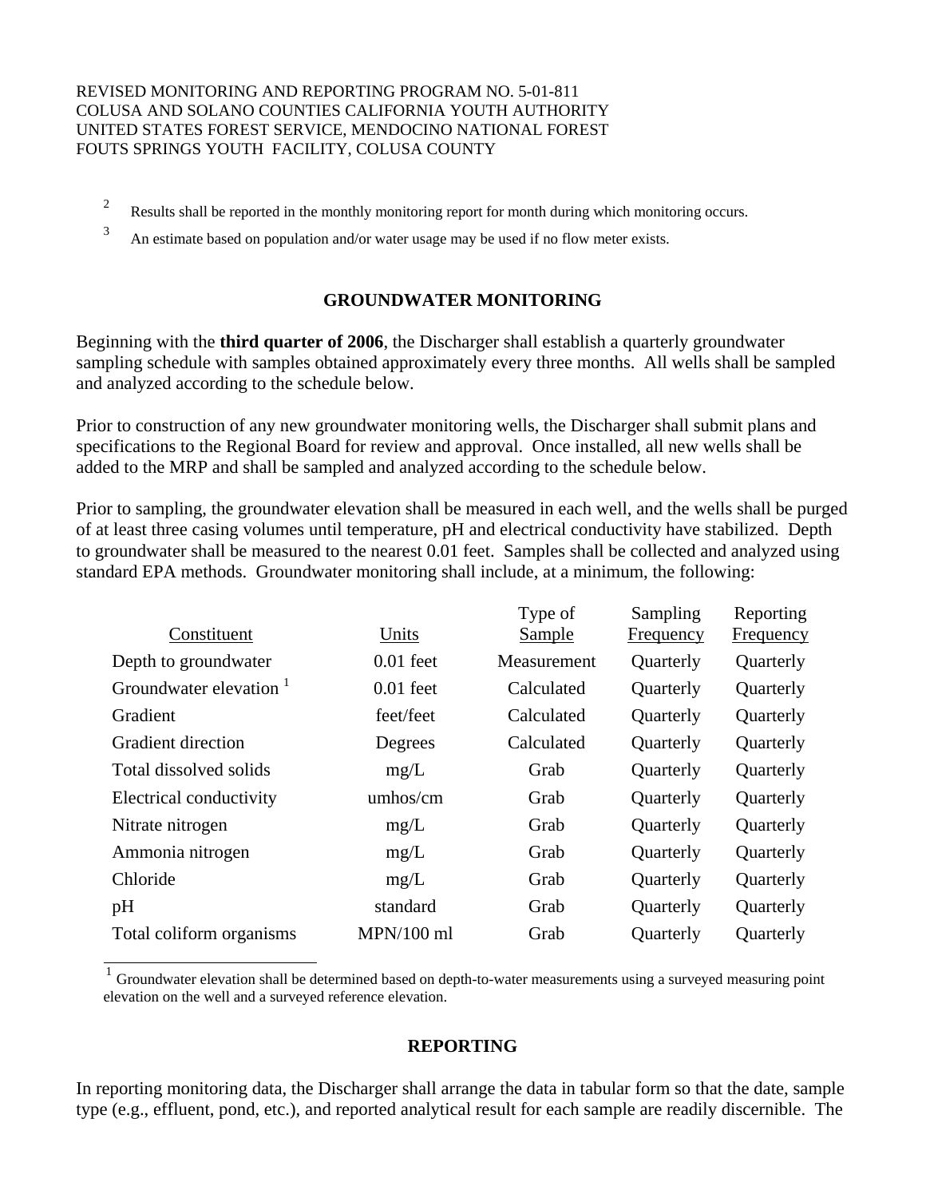[2] Results shall be reported in the monthly monitoring report for month during which monitoring occurs.

[3] An estimate based on population and/or water usage may be used if no flow meter exists.

## GROUNDWATER MONITORING

Beginning with the **third quarter of 2006**, the Discharger shall establish a quarterly groundwater sampling schedule with samples obtained approximately every three months. All wells shall be sampled and analyzed according to the schedule below.

Prior to construction of any new groundwater monitoring wells, the Discharger shall submit plans and specifications to the Regional Board for review and approval. Once installed, all new wells shall be added to the MRP and shall be sampled and analyzed according to the schedule below.

Prior to sampling, the groundwater elevation shall be measured in each well, and the wells shall be purged of at least three casing volumes until temperature, pH and electrical conductivity have stabilized. Depth to groundwater shall be measured to the nearest 0.01 feet. Samples shall be collected and analyzed using standard EPA methods. Groundwater monitoring shall include, at a minimum, the following:

| Constituent | Units | Type of Sample | Sampling Frequency | Reporting Frequency |
|---|---|---|---|---|
| Depth to groundwater | 0.01 feet | Measurement | Quarterly | Quarterly |
| Groundwater elevation [1] | 0.01 feet | Calculated | Quarterly | Quarterly |
| Gradient | feet/feet | Calculated | Quarterly | Quarterly |
| Gradient direction | Degrees | Calculated | Quarterly | Quarterly |
| Total dissolved solids | mg/L | Grab | Quarterly | Quarterly |
| Electrical conductivity | umhos/cm | Grab | Quarterly | Quarterly |
| Nitrate nitrogen | mg/L | Grab | Quarterly | Quarterly |
| Ammonia nitrogen | mg/L | Grab | Quarterly | Quarterly |
| Chloride | mg/L | Grab | Quarterly | Quarterly |
| pH | standard | Grab | Quarterly | Quarterly |
| Total coliform organisms | MPN/100 ml | Grab | Quarterly | Quarterly |

[1] Groundwater elevation shall be determined based on depth-to-water measurements using a surveyed measuring point elevation on the well and a surveyed reference elevation.

## REPORTING

In reporting monitoring data, the Discharger shall arrange the data in tabular form so that the date, sample type (e.g., effluent, pond, etc.), and reported analytical result for each sample are readily discernible. The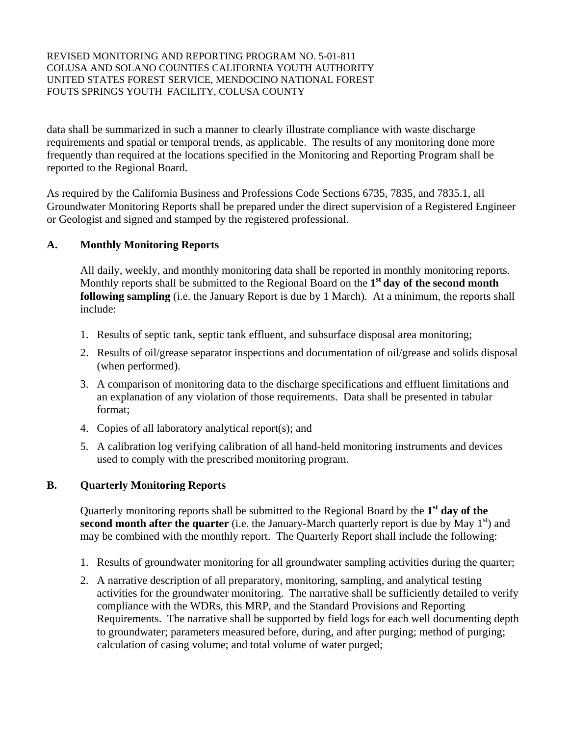data shall be summarized in such a manner to clearly illustrate compliance with waste discharge requirements and spatial or temporal trends, as applicable. The results of any monitoring done more frequently than required at the locations specified in the Monitoring and Reporting Program shall be reported to the Regional Board.

As required by the California Business and Professions Code Sections 6735, 7835, and 7835.1, all Groundwater Monitoring Reports shall be prepared under the direct supervision of a Registered Engineer or Geologist and signed and stamped by the registered professional.

## A. Monthly Monitoring Reports

All daily, weekly, and monthly monitoring data shall be reported in monthly monitoring reports. Monthly reports shall be submitted to the Regional Board on the **1st day of the second month following sampling** (i.e. the January Report is due by 1 March). At a minimum, the reports shall include:

1. Results of septic tank, septic tank effluent, and subsurface disposal area monitoring;
2. Results of oil/grease separator inspections and documentation of oil/grease and solids disposal (when performed).
3. A comparison of monitoring data to the discharge specifications and effluent limitations and an explanation of any violation of those requirements. Data shall be presented in tabular format;
4. Copies of all laboratory analytical report(s); and
5. A calibration log verifying calibration of all hand-held monitoring instruments and devices used to comply with the prescribed monitoring program.

## B. Quarterly Monitoring Reports

Quarterly monitoring reports shall be submitted to the Regional Board by the **1st day of the second month after the quarter** (i.e. the January-March quarterly report is due by May 1st) and may be combined with the monthly report. The Quarterly Report shall include the following:

1. Results of groundwater monitoring for all groundwater sampling activities during the quarter;
2. A narrative description of all preparatory, monitoring, sampling, and analytical testing activities for the groundwater monitoring. The narrative shall be sufficiently detailed to verify compliance with the WDRs, this MRP, and the Standard Provisions and Reporting Requirements. The narrative shall be supported by field logs for each well documenting depth to groundwater; parameters measured before, during, and after purging; method of purging; calculation of casing volume; and total volume of water purged;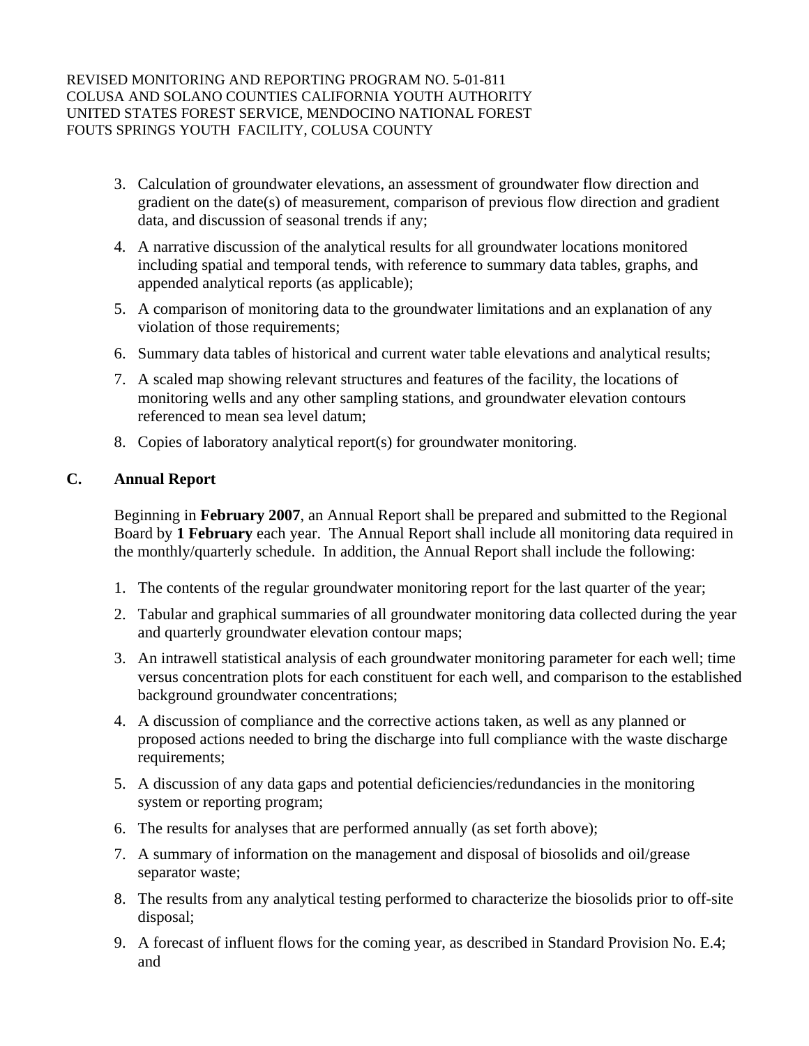3. Calculation of groundwater elevations, an assessment of groundwater flow direction and gradient on the date(s) of measurement, comparison of previous flow direction and gradient data, and discussion of seasonal trends if any;
4. A narrative discussion of the analytical results for all groundwater locations monitored including spatial and temporal tends, with reference to summary data tables, graphs, and appended analytical reports (as applicable);
5. A comparison of monitoring data to the groundwater limitations and an explanation of any violation of those requirements;
6. Summary data tables of historical and current water table elevations and analytical results;
7. A scaled map showing relevant structures and features of the facility, the locations of monitoring wells and any other sampling stations, and groundwater elevation contours referenced to mean sea level datum;
8. Copies of laboratory analytical report(s) for groundwater monitoring.

## C. Annual Report

Beginning in **February 2007**, an Annual Report shall be prepared and submitted to the Regional Board by **1 February** each year. The Annual Report shall include all monitoring data required in the monthly/quarterly schedule. In addition, the Annual Report shall include the following:

1. The contents of the regular groundwater monitoring report for the last quarter of the year;
2. Tabular and graphical summaries of all groundwater monitoring data collected during the year and quarterly groundwater elevation contour maps;
3. An intrawell statistical analysis of each groundwater monitoring parameter for each well; time versus concentration plots for each constituent for each well, and comparison to the established background groundwater concentrations;
4. A discussion of compliance and the corrective actions taken, as well as any planned or proposed actions needed to bring the discharge into full compliance with the waste discharge requirements;
5. A discussion of any data gaps and potential deficiencies/redundancies in the monitoring system or reporting program;
6. The results for analyses that are performed annually (as set forth above);
7. A summary of information on the management and disposal of biosolids and oil/grease separator waste;
8. The results from any analytical testing performed to characterize the biosolids prior to off-site disposal;
9. A forecast of influent flows for the coming year, as described in Standard Provision No. E.4; and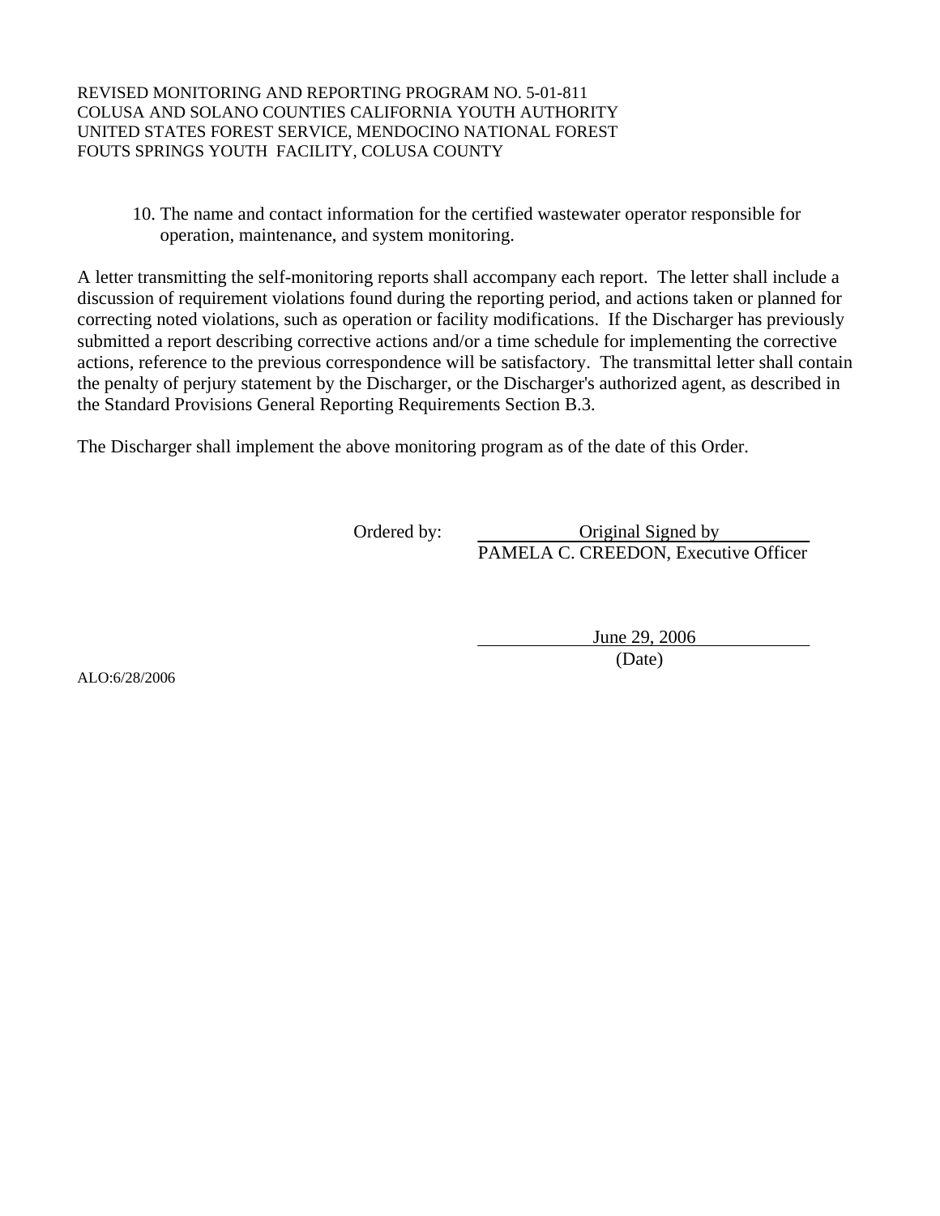10. The name and contact information for the certified wastewater operator responsible for operation, maintenance, and system monitoring.

A letter transmitting the self-monitoring reports shall accompany each report. The letter shall include a discussion of requirement violations found during the reporting period, and actions taken or planned for correcting noted violations, such as operation or facility modifications. If the Discharger has previously submitted a report describing corrective actions and/or a time schedule for implementing the corrective actions, reference to the previous correspondence will be satisfactory. The transmittal letter shall contain the penalty of perjury statement by the Discharger, or the Discharger's authorized agent, as described in the Standard Provisions General Reporting Requirements Section B.3.

The Discharger shall implement the above monitoring program as of the date of this Order.

Ordered by: Original Signed by
PAMELA C. CREEDON, Executive Officer

June 29, 2006
(Date)

ALO:6/28/2006